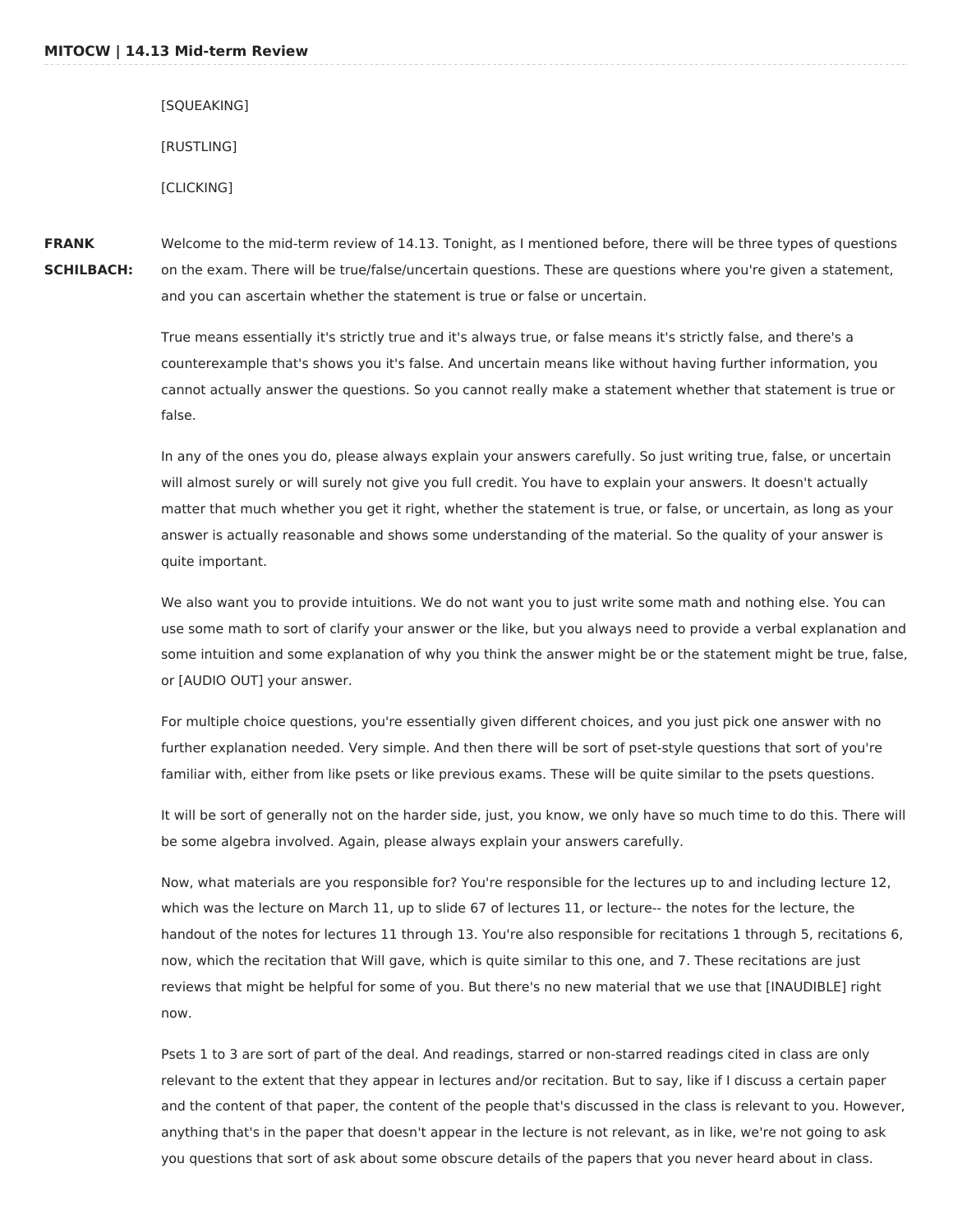[SQUEAKING]

[RUSTLING]

[CLICKING]

**FRANK SCHILBACH:** Welcome to the mid-term review of 14.13. Tonight, as I mentioned before, there will be three types of questions on the exam. There will be true/false/uncertain questions. These are questions where you're given a statement, and you can ascertain whether the statement is true or false or uncertain.

True means essentially it's strictly true and it's always true, or false means it's strictly false, and there's a counterexample that's shows you it's false. And uncertain means like without having further information, you cannot actually answer the questions. So you cannot really make a statement whether that statement is true or false.

In any of the ones you do, please always explain your answers carefully. So just writing true, false, or uncertain will almost surely or will surely not give you full credit. You have to explain your answers. It doesn't actually matter that much whether you get it right, whether the statement is true, or false, or uncertain, as long as your answer is actually reasonable and shows some understanding of the material. So the quality of your answer is quite important.

We also want you to provide intuitions. We do not want you to just write some math and nothing else. You can use some math to sort of clarify your answer or the like, but you always need to provide a verbal explanation and some intuition and some explanation of why you think the answer might be or the statement might be true, false, or [AUDIO OUT] your answer.

For multiple choice questions, you're essentially given different choices, and you just pick one answer with no further explanation needed. Very simple. And then there will be sort of pset-style questions that sort of you're familiar with, either from like psets or like previous exams. These will be quite similar to the psets questions.

It will be sort of generally not on the harder side, just, you know, we only have so much time to do this. There will be some algebra involved. Again, please always explain your answers carefully.

Now, what materials are you responsible for? You're responsible for the lectures up to and including lecture 12, which was the lecture on March 11, up to slide 67 of lectures 11, or lecture-- the notes for the lecture, the handout of the notes for lectures 11 through 13. You're also responsible for recitations 1 through 5, recitations 6, now, which the recitation that Will gave, which is quite similar to this one, and 7. These recitations are just reviews that might be helpful for some of you. But there's no new material that we use that [INAUDIBLE] right now.

Psets 1 to 3 are sort of part of the deal. And readings, starred or non-starred readings cited in class are only relevant to the extent that they appear in lectures and/or recitation. But to say, like if I discuss a certain paper and the content of that paper, the content of the people that's discussed in the class is relevant to you. However, anything that's in the paper that doesn't appear in the lecture is not relevant, as in like, we're not going to ask you questions that sort of ask about some obscure details of the papers that you never heard about in class.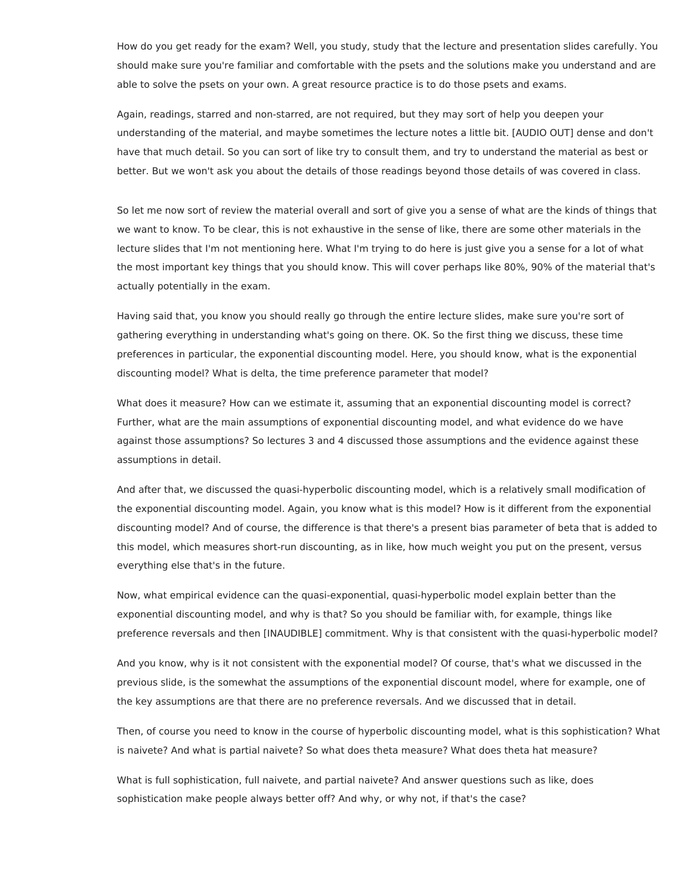How do you get ready for the exam? Well, you study, study that the lecture and presentation slides carefully. You should make sure you're familiar and comfortable with the psets and the solutions make you understand and are able to solve the psets on your own. A great resource practice is to do those psets and exams.

Again, readings, starred and non-starred, are not required, but they may sort of help you deepen your understanding of the material, and maybe sometimes the lecture notes a little bit. [AUDIO OUT] dense and don't have that much detail. So you can sort of like try to consult them, and try to understand the material as best or better. But we won't ask you about the details of those readings beyond those details of was covered in class.

So let me now sort of review the material overall and sort of give you a sense of what are the kinds of things that we want to know. To be clear, this is not exhaustive in the sense of like, there are some other materials in the lecture slides that I'm not mentioning here. What I'm trying to do here is just give you a sense for a lot of what the most important key things that you should know. This will cover perhaps like 80%, 90% of the material that's actually potentially in the exam.

Having said that, you know you should really go through the entire lecture slides, make sure you're sort of gathering everything in understanding what's going on there. OK. So the first thing we discuss, these time preferences in particular, the exponential discounting model. Here, you should know, what is the exponential discounting model? What is delta, the time preference parameter that model?

What does it measure? How can we estimate it, assuming that an exponential discounting model is correct? Further, what are the main assumptions of exponential discounting model, and what evidence do we have against those assumptions? So lectures 3 and 4 discussed those assumptions and the evidence against these assumptions in detail.

And after that, we discussed the quasi-hyperbolic discounting model, which is a relatively small modification of the exponential discounting model. Again, you know what is this model? How is it different from the exponential discounting model? And of course, the difference is that there's a present bias parameter of beta that is added to this model, which measures short-run discounting, as in like, how much weight you put on the present, versus everything else that's in the future.

Now, what empirical evidence can the quasi-exponential, quasi-hyperbolic model explain better than the exponential discounting model, and why is that? So you should be familiar with, for example, things like preference reversals and then [INAUDIBLE] commitment. Why is that consistent with the quasi-hyperbolic model?

And you know, why is it not consistent with the exponential model? Of course, that's what we discussed in the previous slide, is the somewhat the assumptions of the exponential discount model, where for example, one of the key assumptions are that there are no preference reversals. And we discussed that in detail.

Then, of course you need to know in the course of hyperbolic discounting model, what is this sophistication? What is naivete? And what is partial naivete? So what does theta measure? What does theta hat measure?

What is full sophistication, full naivete, and partial naivete? And answer questions such as like, does sophistication make people always better off? And why, or why not, if that's the case?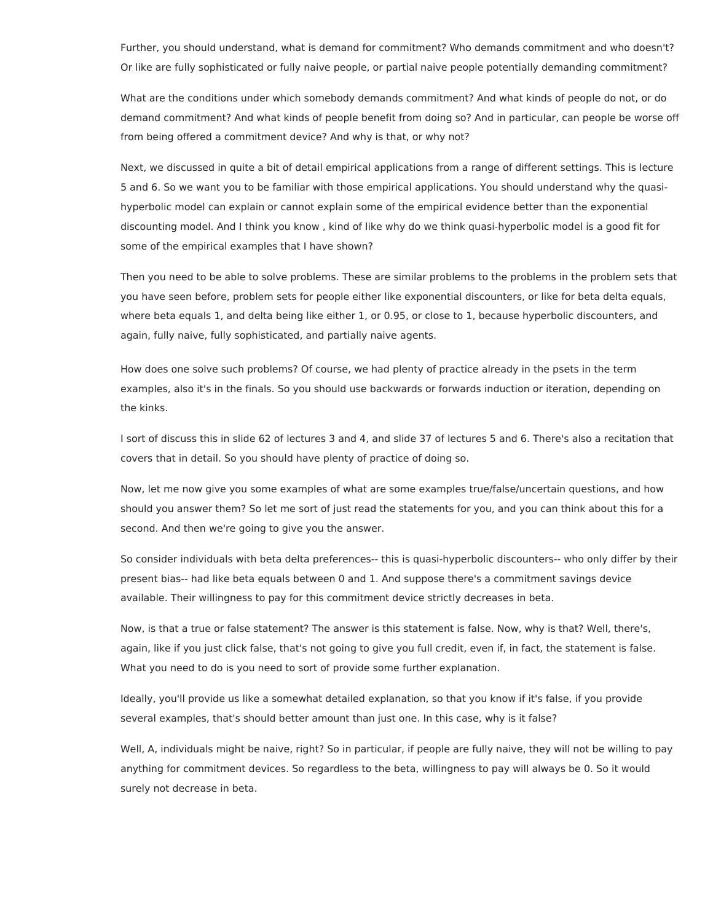Further, you should understand, what is demand for commitment? Who demands commitment and who doesn't? Or like are fully sophisticated or fully naive people, or partial naive people potentially demanding commitment?

What are the conditions under which somebody demands commitment? And what kinds of people do not, or do demand commitment? And what kinds of people benefit from doing so? And in particular, can people be worse off from being offered a commitment device? And why is that, or why not?

Next, we discussed in quite a bit of detail empirical applications from a range of different settings. This is lecture 5 and 6. So we want you to be familiar with those empirical applications. You should understand why the quasi-hyperbolic model can explain or cannot explain some of the empirical evidence better than the exponential discounting model. And I think you know , kind of like why do we think quasi-hyperbolic model is a good fit for some of the empirical examples that I have shown?

Then you need to be able to solve problems. These are similar problems to the problems in the problem sets that you have seen before, problem sets for people either like exponential discounters, or like for beta delta equals, where beta equals 1, and delta being like either 1, or 0.95, or close to 1, because hyperbolic discounters, and again, fully naive, fully sophisticated, and partially naive agents.

How does one solve such problems? Of course, we had plenty of practice already in the psets in the term examples, also it's in the finals. So you should use backwards or forwards induction or iteration, depending on the kinks.

I sort of discuss this in slide 62 of lectures 3 and 4, and slide 37 of lectures 5 and 6. There's also a recitation that covers that in detail. So you should have plenty of practice of doing so.

Now, let me now give you some examples of what are some examples true/false/uncertain questions, and how should you answer them? So let me sort of just read the statements for you, and you can think about this for a second. And then we're going to give you the answer.

So consider individuals with beta delta preferences-- this is quasi-hyperbolic discounters-- who only differ by their present bias-- had like beta equals between 0 and 1. And suppose there's a commitment savings device available. Their willingness to pay for this commitment device strictly decreases in beta.

Now, is that a true or false statement? The answer is this statement is false. Now, why is that? Well, there's, again, like if you just click false, that's not going to give you full credit, even if, in fact, the statement is false. What you need to do is you need to sort of provide some further explanation.

Ideally, you'll provide us like a somewhat detailed explanation, so that you know if it's false, if you provide several examples, that's should better amount than just one. In this case, why is it false?

Well, A, individuals might be naive, right? So in particular, if people are fully naive, they will not be willing to pay anything for commitment devices. So regardless to the beta, willingness to pay will always be 0. So it would surely not decrease in beta.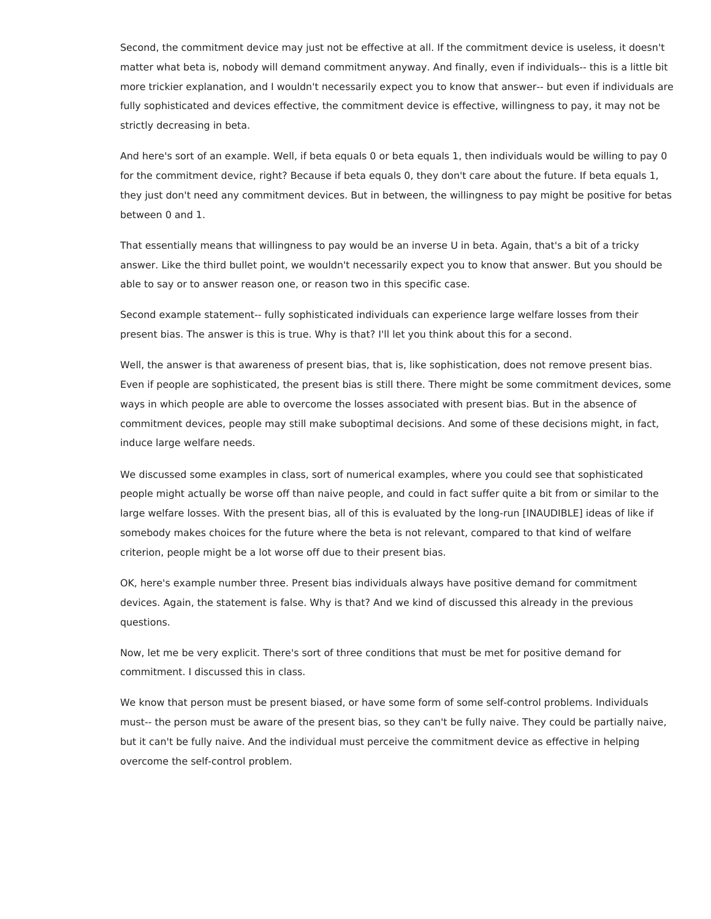Second, the commitment device may just not be effective at all. If the commitment device is useless, it doesn't matter what beta is, nobody will demand commitment anyway. And finally, even if individuals-- this is a little bit more trickier explanation, and I wouldn't necessarily expect you to know that answer-- but even if individuals are fully sophisticated and devices effective, the commitment device is effective, willingness to pay, it may not be strictly decreasing in beta.

And here's sort of an example. Well, if beta equals 0 or beta equals 1, then individuals would be willing to pay 0 for the commitment device, right? Because if beta equals 0, they don't care about the future. If beta equals 1, they just don't need any commitment devices. But in between, the willingness to pay might be positive for betas between 0 and 1.

That essentially means that willingness to pay would be an inverse U in beta. Again, that's a bit of a tricky answer. Like the third bullet point, we wouldn't necessarily expect you to know that answer. But you should be able to say or to answer reason one, or reason two in this specific case.

Second example statement-- fully sophisticated individuals can experience large welfare losses from their present bias. The answer is this is true. Why is that? I'll let you think about this for a second.

Well, the answer is that awareness of present bias, that is, like sophistication, does not remove present bias. Even if people are sophisticated, the present bias is still there. There might be some commitment devices, some ways in which people are able to overcome the losses associated with present bias. But in the absence of commitment devices, people may still make suboptimal decisions. And some of these decisions might, in fact, induce large welfare needs.

We discussed some examples in class, sort of numerical examples, where you could see that sophisticated people might actually be worse off than naive people, and could in fact suffer quite a bit from or similar to the large welfare losses. With the present bias, all of this is evaluated by the long-run [INAUDIBLE] ideas of like if somebody makes choices for the future where the beta is not relevant, compared to that kind of welfare criterion, people might be a lot worse off due to their present bias.

OK, here's example number three. Present bias individuals always have positive demand for commitment devices. Again, the statement is false. Why is that? And we kind of discussed this already in the previous questions.

Now, let me be very explicit. There's sort of three conditions that must be met for positive demand for commitment. I discussed this in class.

We know that person must be present biased, or have some form of some self-control problems. Individuals must-- the person must be aware of the present bias, so they can't be fully naive. They could be partially naive, but it can't be fully naive. And the individual must perceive the commitment device as effective in helping overcome the self-control problem.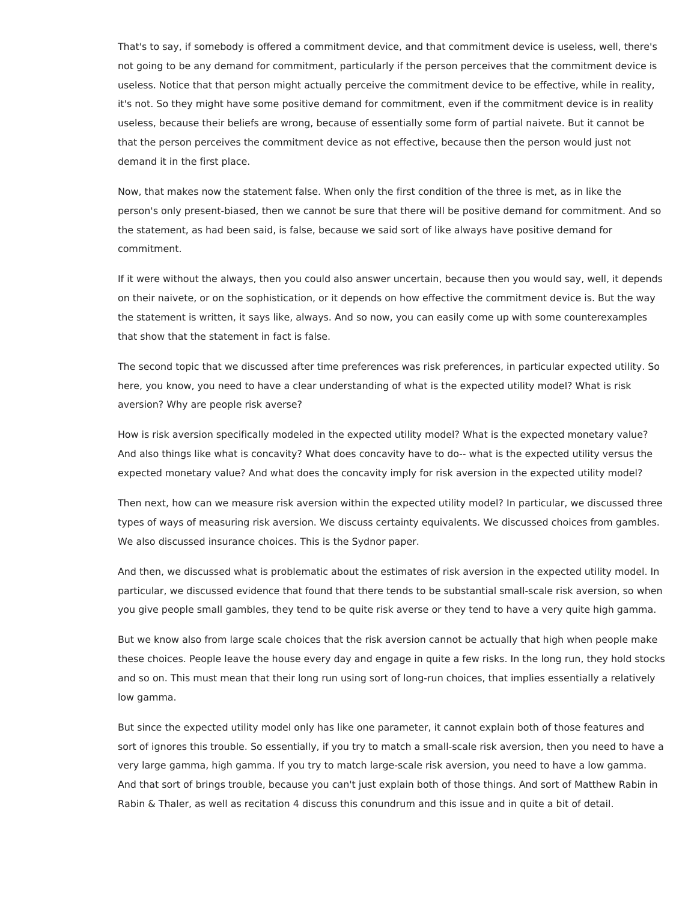That's to say, if somebody is offered a commitment device, and that commitment device is useless, well, there's not going to be any demand for commitment, particularly if the person perceives that the commitment device is useless. Notice that that person might actually perceive the commitment device to be effective, while in reality, it's not. So they might have some positive demand for commitment, even if the commitment device is in reality useless, because their beliefs are wrong, because of essentially some form of partial naivete. But it cannot be that the person perceives the commitment device as not effective, because then the person would just not demand it in the first place.

Now, that makes now the statement false. When only the first condition of the three is met, as in like the person's only present-biased, then we cannot be sure that there will be positive demand for commitment. And so the statement, as had been said, is false, because we said sort of like always have positive demand for commitment.

If it were without the always, then you could also answer uncertain, because then you would say, well, it depends on their naivete, or on the sophistication, or it depends on how effective the commitment device is. But the way the statement is written, it says like, always. And so now, you can easily come up with some counterexamples that show that the statement in fact is false.

The second topic that we discussed after time preferences was risk preferences, in particular expected utility. So here, you know, you need to have a clear understanding of what is the expected utility model? What is risk aversion? Why are people risk averse?

How is risk aversion specifically modeled in the expected utility model? What is the expected monetary value? And also things like what is concavity? What does concavity have to do-- what is the expected utility versus the expected monetary value? And what does the concavity imply for risk aversion in the expected utility model?

Then next, how can we measure risk aversion within the expected utility model? In particular, we discussed three types of ways of measuring risk aversion. We discuss certainty equivalents. We discussed choices from gambles. We also discussed insurance choices. This is the Sydnor paper.

And then, we discussed what is problematic about the estimates of risk aversion in the expected utility model. In particular, we discussed evidence that found that there tends to be substantial small-scale risk aversion, so when you give people small gambles, they tend to be quite risk averse or they tend to have a very quite high gamma.

But we know also from large scale choices that the risk aversion cannot be actually that high when people make these choices. People leave the house every day and engage in quite a few risks. In the long run, they hold stocks and so on. This must mean that their long run using sort of long-run choices, that implies essentially a relatively low gamma.

But since the expected utility model only has like one parameter, it cannot explain both of those features and sort of ignores this trouble. So essentially, if you try to match a small-scale risk aversion, then you need to have a very large gamma, high gamma. If you try to match large-scale risk aversion, you need to have a low gamma. And that sort of brings trouble, because you can't just explain both of those things. And sort of Matthew Rabin in Rabin & Thaler, as well as recitation 4 discuss this conundrum and this issue and in quite a bit of detail.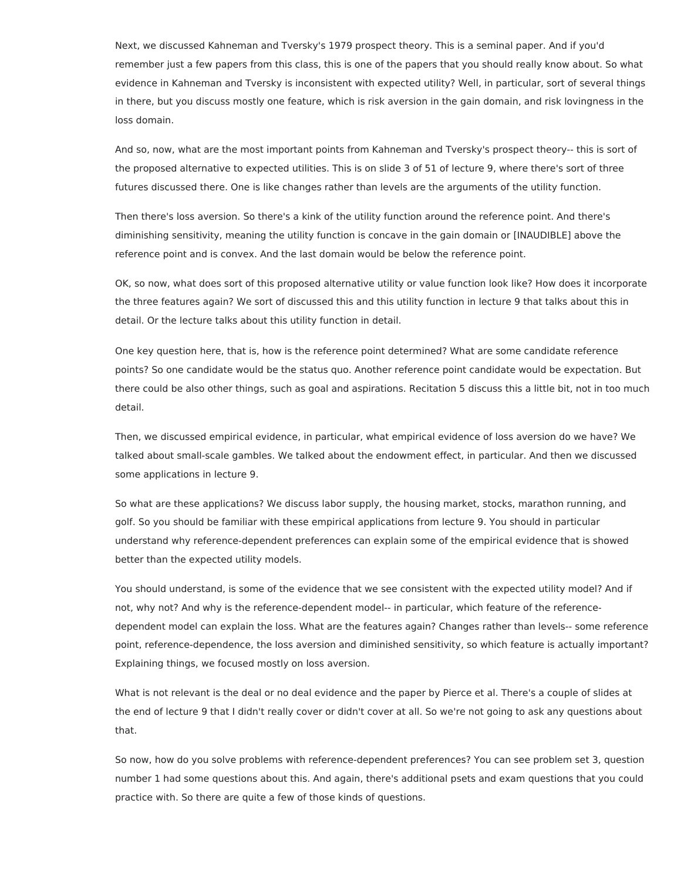Next, we discussed Kahneman and Tversky's 1979 prospect theory. This is a seminal paper. And if you'd remember just a few papers from this class, this is one of the papers that you should really know about. So what evidence in Kahneman and Tversky is inconsistent with expected utility? Well, in particular, sort of several things in there, but you discuss mostly one feature, which is risk aversion in the gain domain, and risk lovingness in the loss domain.

And so, now, what are the most important points from Kahneman and Tversky's prospect theory-- this is sort of the proposed alternative to expected utilities. This is on slide 3 of 51 of lecture 9, where there's sort of three futures discussed there. One is like changes rather than levels are the arguments of the utility function.

Then there's loss aversion. So there's a kink of the utility function around the reference point. And there's diminishing sensitivity, meaning the utility function is concave in the gain domain or [INAUDIBLE] above the reference point and is convex. And the last domain would be below the reference point.

OK, so now, what does sort of this proposed alternative utility or value function look like? How does it incorporate the three features again? We sort of discussed this and this utility function in lecture 9 that talks about this in detail. Or the lecture talks about this utility function in detail.

One key question here, that is, how is the reference point determined? What are some candidate reference points? So one candidate would be the status quo. Another reference point candidate would be expectation. But there could be also other things, such as goal and aspirations. Recitation 5 discuss this a little bit, not in too much detail.

Then, we discussed empirical evidence, in particular, what empirical evidence of loss aversion do we have? We talked about small-scale gambles. We talked about the endowment effect, in particular. And then we discussed some applications in lecture 9.

So what are these applications? We discuss labor supply, the housing market, stocks, marathon running, and golf. So you should be familiar with these empirical applications from lecture 9. You should in particular understand why reference-dependent preferences can explain some of the empirical evidence that is showed better than the expected utility models.

You should understand, is some of the evidence that we see consistent with the expected utility model? And if not, why not? And why is the reference-dependent model-- in particular, which feature of the reference-dependent model can explain the loss. What are the features again? Changes rather than levels-- some reference point, reference-dependence, the loss aversion and diminished sensitivity, so which feature is actually important? Explaining things, we focused mostly on loss aversion.

What is not relevant is the deal or no deal evidence and the paper by Pierce et al. There's a couple of slides at the end of lecture 9 that I didn't really cover or didn't cover at all. So we're not going to ask any questions about that.

So now, how do you solve problems with reference-dependent preferences? You can see problem set 3, question number 1 had some questions about this. And again, there's additional psets and exam questions that you could practice with. So there are quite a few of those kinds of questions.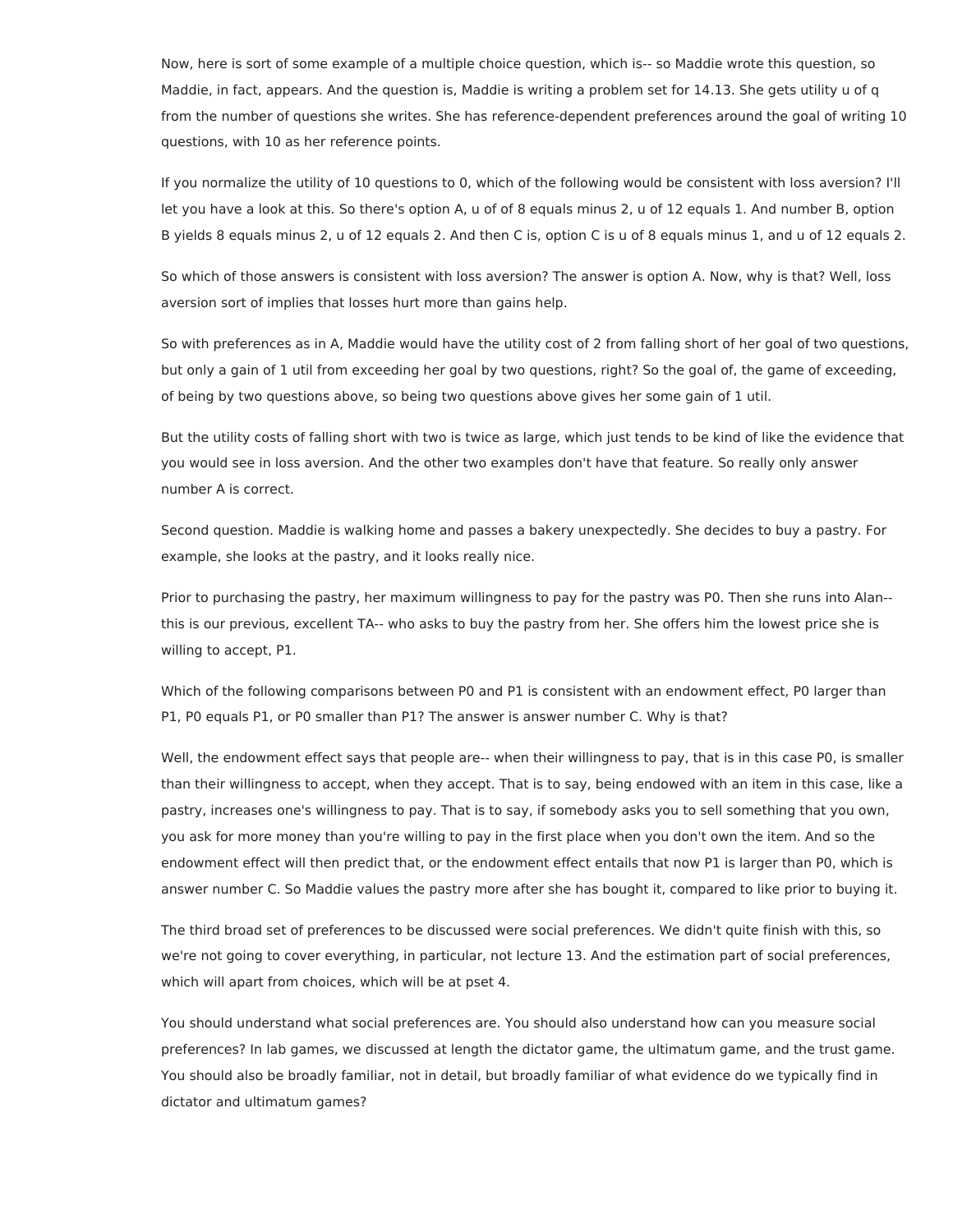Now, here is sort of some example of a multiple choice question, which is-- so Maddie wrote this question, so Maddie, in fact, appears. And the question is, Maddie is writing a problem set for 14.13. She gets utility u of q from the number of questions she writes. She has reference-dependent preferences around the goal of writing 10 questions, with 10 as her reference points.

If you normalize the utility of 10 questions to 0, which of the following would be consistent with loss aversion? I'll let you have a look at this. So there's option A, u of of 8 equals minus 2, u of 12 equals 1. And number B, option B yields 8 equals minus 2, u of 12 equals 2. And then C is, option C is u of 8 equals minus 1, and u of 12 equals 2.

So which of those answers is consistent with loss aversion? The answer is option A. Now, why is that? Well, loss aversion sort of implies that losses hurt more than gains help.

So with preferences as in A, Maddie would have the utility cost of 2 from falling short of her goal of two questions, but only a gain of 1 util from exceeding her goal by two questions, right? So the goal of, the game of exceeding, of being by two questions above, so being two questions above gives her some gain of 1 util.

But the utility costs of falling short with two is twice as large, which just tends to be kind of like the evidence that you would see in loss aversion. And the other two examples don't have that feature. So really only answer number A is correct.

Second question. Maddie is walking home and passes a bakery unexpectedly. She decides to buy a pastry. For example, she looks at the pastry, and it looks really nice.

Prior to purchasing the pastry, her maximum willingness to pay for the pastry was P0. Then she runs into Alan-- this is our previous, excellent TA-- who asks to buy the pastry from her. She offers him the lowest price she is willing to accept, P1.

Which of the following comparisons between P0 and P1 is consistent with an endowment effect, P0 larger than P1, P0 equals P1, or P0 smaller than P1? The answer is answer number C. Why is that?

Well, the endowment effect says that people are-- when their willingness to pay, that is in this case P0, is smaller than their willingness to accept, when they accept. That is to say, being endowed with an item in this case, like a pastry, increases one's willingness to pay. That is to say, if somebody asks you to sell something that you own, you ask for more money than you're willing to pay in the first place when you don't own the item. And so the endowment effect will then predict that, or the endowment effect entails that now P1 is larger than P0, which is answer number C. So Maddie values the pastry more after she has bought it, compared to like prior to buying it.

The third broad set of preferences to be discussed were social preferences. We didn't quite finish with this, so we're not going to cover everything, in particular, not lecture 13. And the estimation part of social preferences, which will apart from choices, which will be at pset 4.

You should understand what social preferences are. You should also understand how can you measure social preferences? In lab games, we discussed at length the dictator game, the ultimatum game, and the trust game. You should also be broadly familiar, not in detail, but broadly familiar of what evidence do we typically find in dictator and ultimatum games?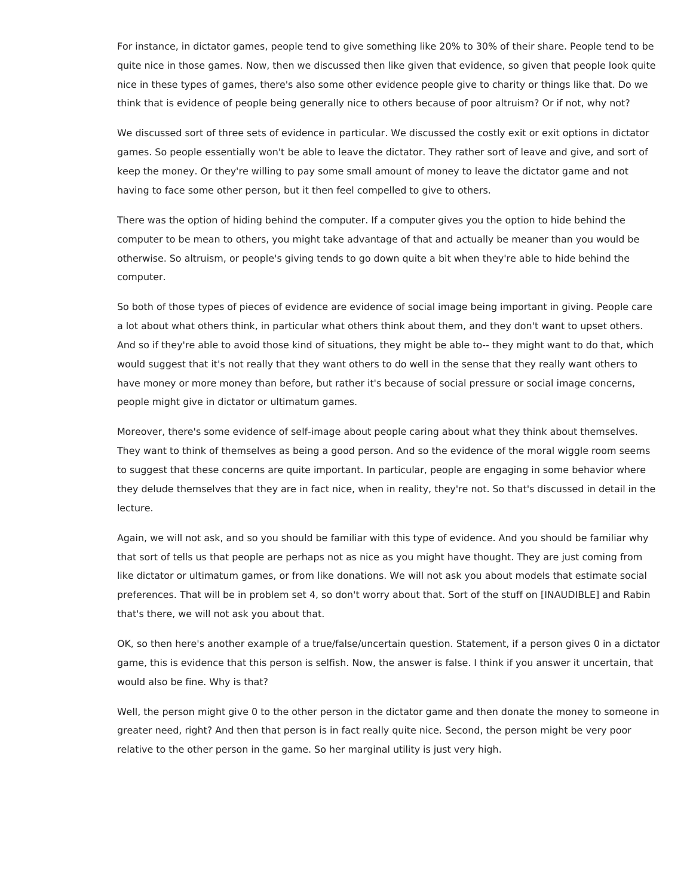For instance, in dictator games, people tend to give something like 20% to 30% of their share. People tend to be quite nice in those games. Now, then we discussed then like given that evidence, so given that people look quite nice in these types of games, there's also some other evidence people give to charity or things like that. Do we think that is evidence of people being generally nice to others because of poor altruism? Or if not, why not?

We discussed sort of three sets of evidence in particular. We discussed the costly exit or exit options in dictator games. So people essentially won't be able to leave the dictator. They rather sort of leave and give, and sort of keep the money. Or they're willing to pay some small amount of money to leave the dictator game and not having to face some other person, but it then feel compelled to give to others.

There was the option of hiding behind the computer. If a computer gives you the option to hide behind the computer to be mean to others, you might take advantage of that and actually be meaner than you would be otherwise. So altruism, or people's giving tends to go down quite a bit when they're able to hide behind the computer.

So both of those types of pieces of evidence are evidence of social image being important in giving. People care a lot about what others think, in particular what others think about them, and they don't want to upset others. And so if they're able to avoid those kind of situations, they might be able to-- they might want to do that, which would suggest that it's not really that they want others to do well in the sense that they really want others to have money or more money than before, but rather it's because of social pressure or social image concerns, people might give in dictator or ultimatum games.

Moreover, there's some evidence of self-image about people caring about what they think about themselves. They want to think of themselves as being a good person. And so the evidence of the moral wiggle room seems to suggest that these concerns are quite important. In particular, people are engaging in some behavior where they delude themselves that they are in fact nice, when in reality, they're not. So that's discussed in detail in the lecture.

Again, we will not ask, and so you should be familiar with this type of evidence. And you should be familiar why that sort of tells us that people are perhaps not as nice as you might have thought. They are just coming from like dictator or ultimatum games, or from like donations. We will not ask you about models that estimate social preferences. That will be in problem set 4, so don't worry about that. Sort of the stuff on [INAUDIBLE] and Rabin that's there, we will not ask you about that.

OK, so then here's another example of a true/false/uncertain question. Statement, if a person gives 0 in a dictator game, this is evidence that this person is selfish. Now, the answer is false. I think if you answer it uncertain, that would also be fine. Why is that?

Well, the person might give 0 to the other person in the dictator game and then donate the money to someone in greater need, right? And then that person is in fact really quite nice. Second, the person might be very poor relative to the other person in the game. So her marginal utility is just very high.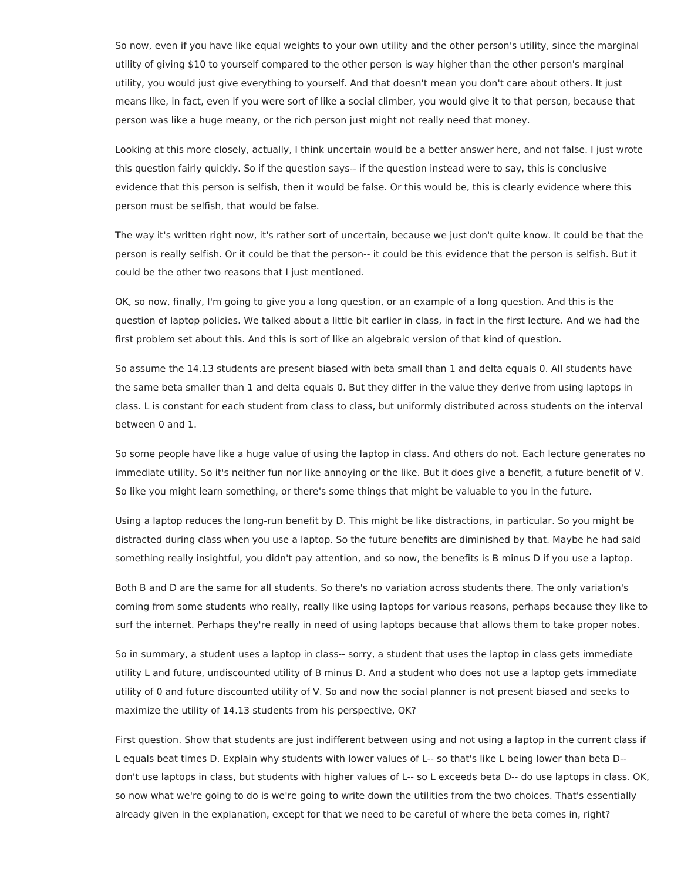So now, even if you have like equal weights to your own utility and the other person's utility, since the marginal utility of giving $10 to yourself compared to the other person is way higher than the other person's marginal utility, you would just give everything to yourself. And that doesn't mean you don't care about others. It just means like, in fact, even if you were sort of like a social climber, you would give it to that person, because that person was like a huge meany, or the rich person just might not really need that money.

Looking at this more closely, actually, I think uncertain would be a better answer here, and not false. I just wrote this question fairly quickly. So if the question says-- if the question instead were to say, this is conclusive evidence that this person is selfish, then it would be false. Or this would be, this is clearly evidence where this person must be selfish, that would be false.

The way it's written right now, it's rather sort of uncertain, because we just don't quite know. It could be that the person is really selfish. Or it could be that the person-- it could be this evidence that the person is selfish. But it could be the other two reasons that I just mentioned.

OK, so now, finally, I'm going to give you a long question, or an example of a long question. And this is the question of laptop policies. We talked about a little bit earlier in class, in fact in the first lecture. And we had the first problem set about this. And this is sort of like an algebraic version of that kind of question.

So assume the 14.13 students are present biased with beta small than 1 and delta equals 0. All students have the same beta smaller than 1 and delta equals 0. But they differ in the value they derive from using laptops in class. L is constant for each student from class to class, but uniformly distributed across students on the interval between 0 and 1.

So some people have like a huge value of using the laptop in class. And others do not. Each lecture generates no immediate utility. So it's neither fun nor like annoying or the like. But it does give a benefit, a future benefit of V. So like you might learn something, or there's some things that might be valuable to you in the future.

Using a laptop reduces the long-run benefit by D. This might be like distractions, in particular. So you might be distracted during class when you use a laptop. So the future benefits are diminished by that. Maybe he had said something really insightful, you didn't pay attention, and so now, the benefits is B minus D if you use a laptop.

Both B and D are the same for all students. So there's no variation across students there. The only variation's coming from some students who really, really like using laptops for various reasons, perhaps because they like to surf the internet. Perhaps they're really in need of using laptops because that allows them to take proper notes.

So in summary, a student uses a laptop in class-- sorry, a student that uses the laptop in class gets immediate utility L and future, undiscounted utility of B minus D. And a student who does not use a laptop gets immediate utility of 0 and future discounted utility of V. So and now the social planner is not present biased and seeks to maximize the utility of 14.13 students from his perspective, OK?

First question. Show that students are just indifferent between using and not using a laptop in the current class if L equals beat times D. Explain why students with lower values of L-- so that's like L being lower than beta D-- don't use laptops in class, but students with higher values of L-- so L exceeds beta D-- do use laptops in class. OK, so now what we're going to do is we're going to write down the utilities from the two choices. That's essentially already given in the explanation, except for that we need to be careful of where the beta comes in, right?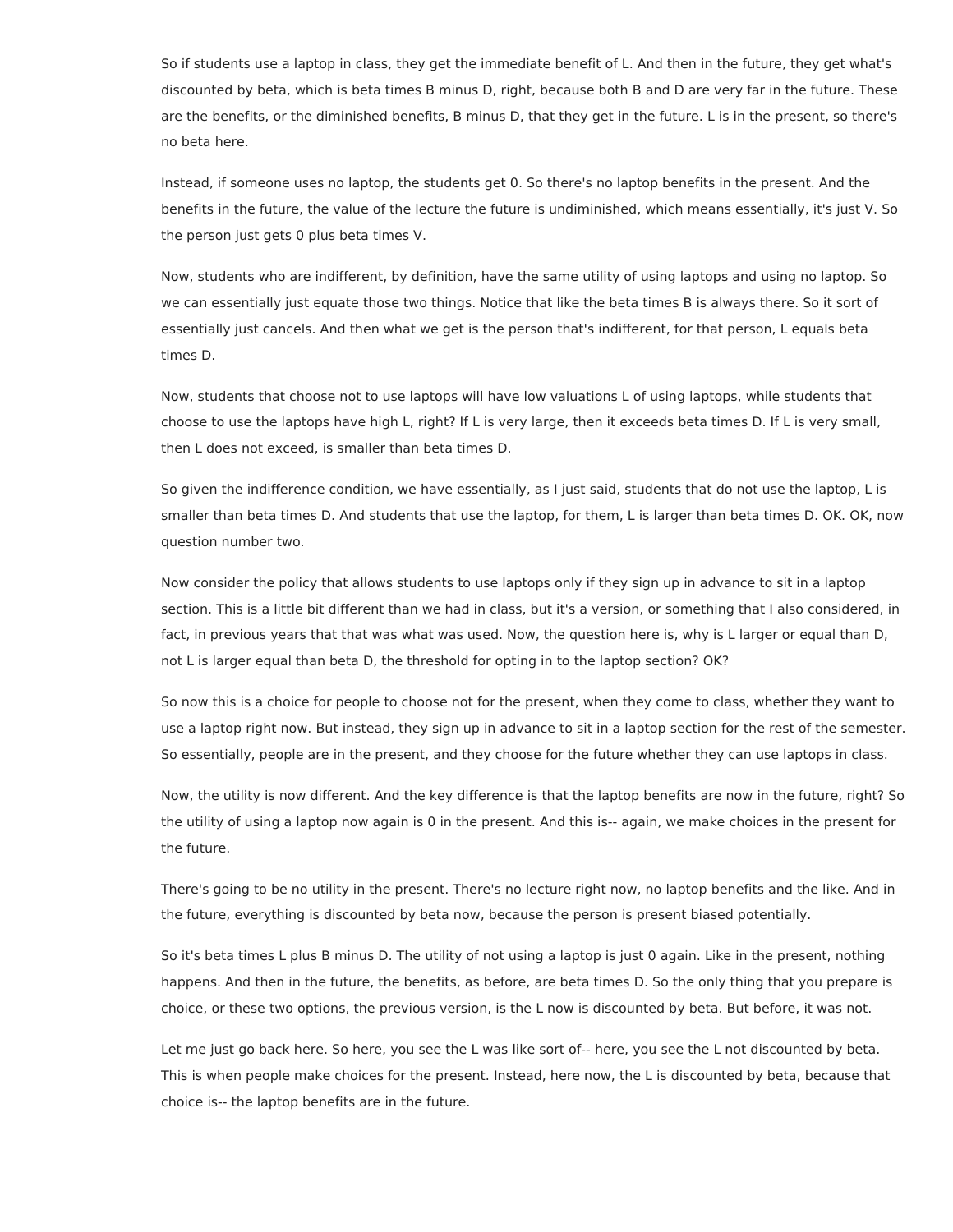So if students use a laptop in class, they get the immediate benefit of L. And then in the future, they get what's discounted by beta, which is beta times B minus D, right, because both B and D are very far in the future. These are the benefits, or the diminished benefits, B minus D, that they get in the future. L is in the present, so there's no beta here.

Instead, if someone uses no laptop, the students get 0. So there's no laptop benefits in the present. And the benefits in the future, the value of the lecture the future is undiminished, which means essentially, it's just V. So the person just gets 0 plus beta times V.

Now, students who are indifferent, by definition, have the same utility of using laptops and using no laptop. So we can essentially just equate those two things. Notice that like the beta times B is always there. So it sort of essentially just cancels. And then what we get is the person that's indifferent, for that person, L equals beta times D.

Now, students that choose not to use laptops will have low valuations L of using laptops, while students that choose to use the laptops have high L, right? If L is very large, then it exceeds beta times D. If L is very small, then L does not exceed, is smaller than beta times D.

So given the indifference condition, we have essentially, as I just said, students that do not use the laptop, L is smaller than beta times D. And students that use the laptop, for them, L is larger than beta times D. OK. OK, now question number two.

Now consider the policy that allows students to use laptops only if they sign up in advance to sit in a laptop section. This is a little bit different than we had in class, but it's a version, or something that I also considered, in fact, in previous years that that was what was used. Now, the question here is, why is L larger or equal than D, not L is larger equal than beta D, the threshold for opting in to the laptop section? OK?

So now this is a choice for people to choose not for the present, when they come to class, whether they want to use a laptop right now. But instead, they sign up in advance to sit in a laptop section for the rest of the semester. So essentially, people are in the present, and they choose for the future whether they can use laptops in class.

Now, the utility is now different. And the key difference is that the laptop benefits are now in the future, right? So the utility of using a laptop now again is 0 in the present. And this is-- again, we make choices in the present for the future.

There's going to be no utility in the present. There's no lecture right now, no laptop benefits and the like. And in the future, everything is discounted by beta now, because the person is present biased potentially.

So it's beta times L plus B minus D. The utility of not using a laptop is just 0 again. Like in the present, nothing happens. And then in the future, the benefits, as before, are beta times D. So the only thing that you prepare is choice, or these two options, the previous version, is the L now is discounted by beta. But before, it was not.

Let me just go back here. So here, you see the L was like sort of-- here, you see the L not discounted by beta. This is when people make choices for the present. Instead, here now, the L is discounted by beta, because that choice is-- the laptop benefits are in the future.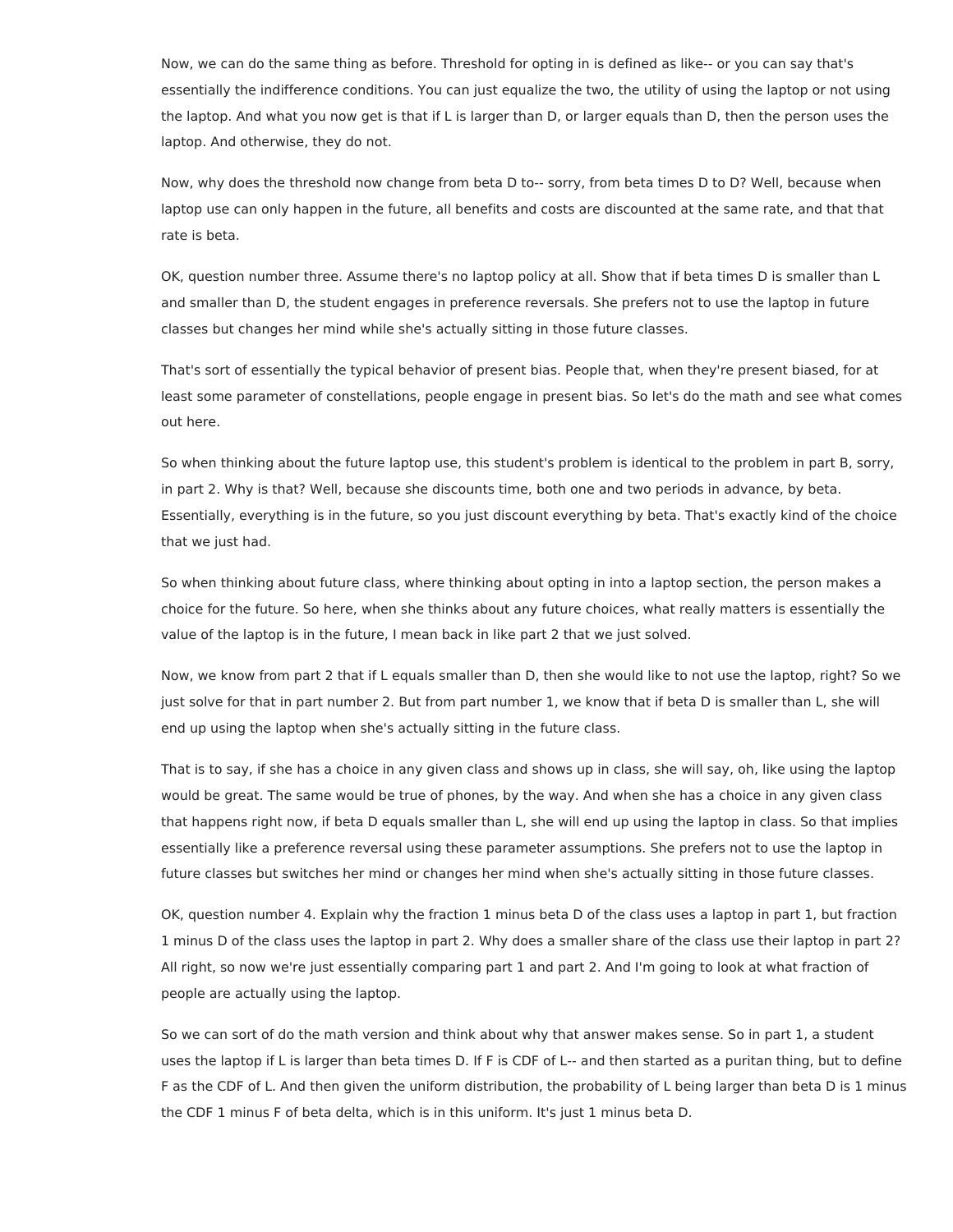Now, we can do the same thing as before. Threshold for opting in is defined as like-- or you can say that's essentially the indifference conditions. You can just equalize the two, the utility of using the laptop or not using the laptop. And what you now get is that if L is larger than D, or larger equals than D, then the person uses the laptop. And otherwise, they do not.

Now, why does the threshold now change from beta D to-- sorry, from beta times D to D? Well, because when laptop use can only happen in the future, all benefits and costs are discounted at the same rate, and that that rate is beta.

OK, question number three. Assume there's no laptop policy at all. Show that if beta times D is smaller than L and smaller than D, the student engages in preference reversals. She prefers not to use the laptop in future classes but changes her mind while she's actually sitting in those future classes.

That's sort of essentially the typical behavior of present bias. People that, when they're present biased, for at least some parameter of constellations, people engage in present bias. So let's do the math and see what comes out here.

So when thinking about the future laptop use, this student's problem is identical to the problem in part B, sorry, in part 2. Why is that? Well, because she discounts time, both one and two periods in advance, by beta. Essentially, everything is in the future, so you just discount everything by beta. That's exactly kind of the choice that we just had.

So when thinking about future class, where thinking about opting in into a laptop section, the person makes a choice for the future. So here, when she thinks about any future choices, what really matters is essentially the value of the laptop is in the future, I mean back in like part 2 that we just solved.

Now, we know from part 2 that if L equals smaller than D, then she would like to not use the laptop, right? So we just solve for that in part number 2. But from part number 1, we know that if beta D is smaller than L, she will end up using the laptop when she's actually sitting in the future class.

That is to say, if she has a choice in any given class and shows up in class, she will say, oh, like using the laptop would be great. The same would be true of phones, by the way. And when she has a choice in any given class that happens right now, if beta D equals smaller than L, she will end up using the laptop in class. So that implies essentially like a preference reversal using these parameter assumptions. She prefers not to use the laptop in future classes but switches her mind or changes her mind when she's actually sitting in those future classes.

OK, question number 4. Explain why the fraction 1 minus beta D of the class uses a laptop in part 1, but fraction 1 minus D of the class uses the laptop in part 2. Why does a smaller share of the class use their laptop in part 2? All right, so now we're just essentially comparing part 1 and part 2. And I'm going to look at what fraction of people are actually using the laptop.

So we can sort of do the math version and think about why that answer makes sense. So in part 1, a student uses the laptop if L is larger than beta times D. If F is CDF of L-- and then started as a puritan thing, but to define F as the CDF of L. And then given the uniform distribution, the probability of L being larger than beta D is 1 minus the CDF 1 minus F of beta delta, which is in this uniform. It's just 1 minus beta D.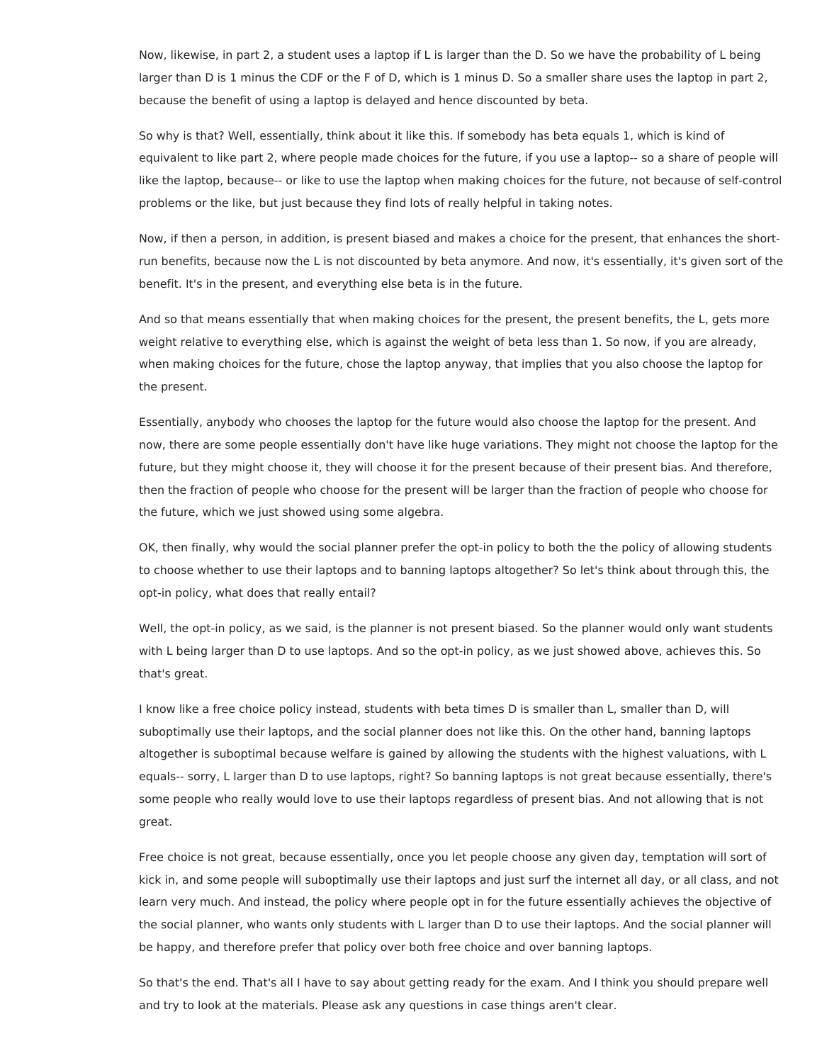Now, likewise, in part 2, a student uses a laptop if L is larger than the D. So we have the probability of L being larger than D is 1 minus the CDF or the F of D, which is 1 minus D. So a smaller share uses the laptop in part 2, because the benefit of using a laptop is delayed and hence discounted by beta.

So why is that? Well, essentially, think about it like this. If somebody has beta equals 1, which is kind of equivalent to like part 2, where people made choices for the future, if you use a laptop-- so a share of people will like the laptop, because-- or like to use the laptop when making choices for the future, not because of self-control problems or the like, but just because they find lots of really helpful in taking notes.

Now, if then a person, in addition, is present biased and makes a choice for the present, that enhances the short-run benefits, because now the L is not discounted by beta anymore. And now, it's essentially, it's given sort of the benefit. It's in the present, and everything else beta is in the future.

And so that means essentially that when making choices for the present, the present benefits, the L, gets more weight relative to everything else, which is against the weight of beta less than 1. So now, if you are already, when making choices for the future, chose the laptop anyway, that implies that you also choose the laptop for the present.

Essentially, anybody who chooses the laptop for the future would also choose the laptop for the present. And now, there are some people essentially don't have like huge variations. They might not choose the laptop for the future, but they might choose it, they will choose it for the present because of their present bias. And therefore, then the fraction of people who choose for the present will be larger than the fraction of people who choose for the future, which we just showed using some algebra.

OK, then finally, why would the social planner prefer the opt-in policy to both the the policy of allowing students to choose whether to use their laptops and to banning laptops altogether? So let's think about through this, the opt-in policy, what does that really entail?

Well, the opt-in policy, as we said, is the planner is not present biased. So the planner would only want students with L being larger than D to use laptops. And so the opt-in policy, as we just showed above, achieves this. So that's great.

I know like a free choice policy instead, students with beta times D is smaller than L, smaller than D, will suboptimally use their laptops, and the social planner does not like this. On the other hand, banning laptops altogether is suboptimal because welfare is gained by allowing the students with the highest valuations, with L equals-- sorry, L larger than D to use laptops, right? So banning laptops is not great because essentially, there's some people who really would love to use their laptops regardless of present bias. And not allowing that is not great.

Free choice is not great, because essentially, once you let people choose any given day, temptation will sort of kick in, and some people will suboptimally use their laptops and just surf the internet all day, or all class, and not learn very much. And instead, the policy where people opt in for the future essentially achieves the objective of the social planner, who wants only students with L larger than D to use their laptops. And the social planner will be happy, and therefore prefer that policy over both free choice and over banning laptops.

So that's the end. That's all I have to say about getting ready for the exam. And I think you should prepare well and try to look at the materials. Please ask any questions in case things aren't clear.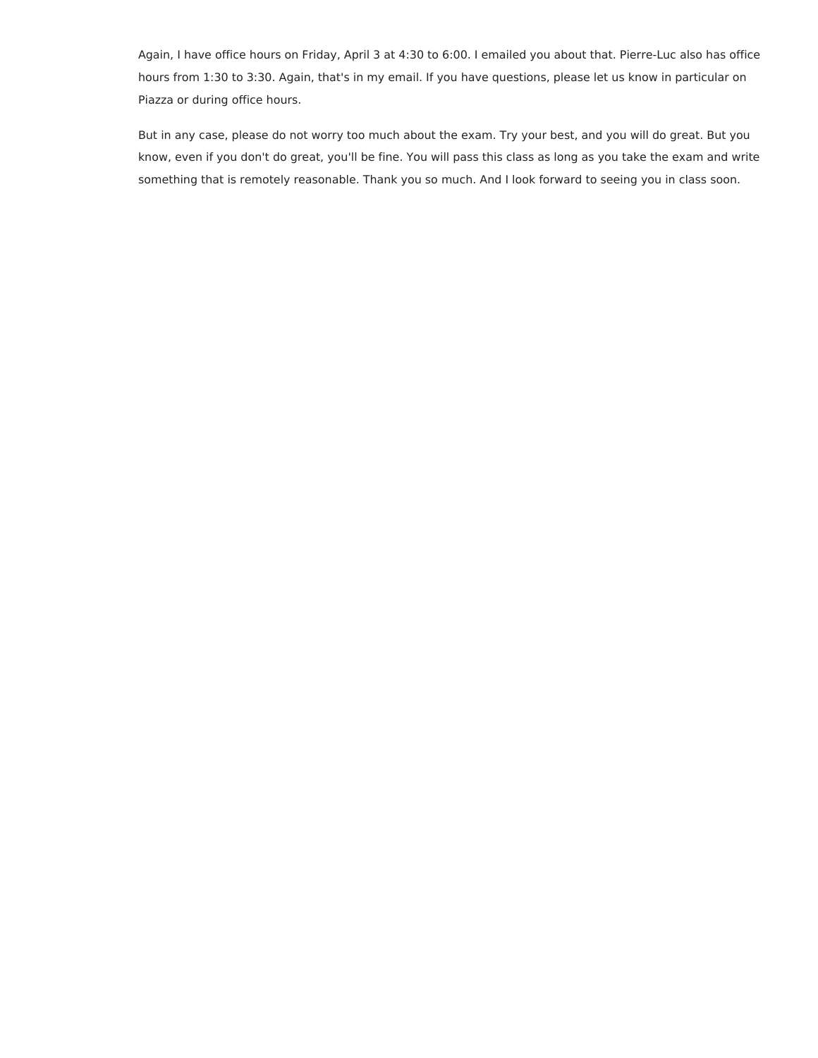Again, I have office hours on Friday, April 3 at 4:30 to 6:00. I emailed you about that. Pierre-Luc also has office hours from 1:30 to 3:30. Again, that's in my email. If you have questions, please let us know in particular on Piazza or during office hours.

But in any case, please do not worry too much about the exam. Try your best, and you will do great. But you know, even if you don't do great, you'll be fine. You will pass this class as long as you take the exam and write something that is remotely reasonable. Thank you so much. And I look forward to seeing you in class soon.